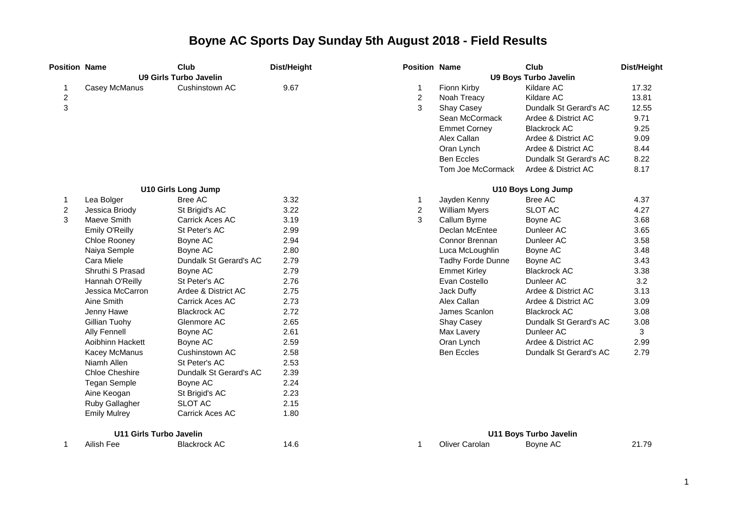# Boyne AC Sports Day Sunday 5th August 2018 - Field Results

## U9 Girls Turbo Javelin

| Position | Name | Club | Dist/Height |
|---|---|---|---|
| 1 | Casey McManus | Cushinstown AC | 9.67 |
| 2 | | | |
| 3 | | | |

## U9 Boys Turbo Javelin

| Position | Name | Club | Dist/Height |
|---|---|---|---|
| 1 | Fionn Kirby | Kildare AC | 17.32 |
| 2 | Noah Treacy | Kildare AC | 13.81 |
| 3 | Shay Casey | Dundalk St Gerard's AC | 12.55 |
| | Sean McCormack | Ardee & District AC | 9.71 |
| | Emmet Corney | Blackrock AC | 9.25 |
| | Alex Callan | Ardee & District AC | 9.09 |
| | Oran Lynch | Ardee & District AC | 8.44 |
| | Ben Eccles | Dundalk St Gerard's AC | 8.22 |
| | Tom Joe McCormack | Ardee & District AC | 8.17 |

## U10 Girls Long Jump

| Position | Name | Club | Dist/Height |
|---|---|---|---|
| 1 | Lea Bolger | Bree AC | 3.32 |
| 2 | Jessica Briody | St Brigid's AC | 3.22 |
| 3 | Maeve Smith | Carrick Aces AC | 3.19 |
| | Emily O'Reilly | St Peter's AC | 2.99 |
| | Chloe Rooney | Boyne AC | 2.94 |
| | Naiya Semple | Boyne AC | 2.80 |
| | Cara Miele | Dundalk St Gerard's AC | 2.79 |
| | Shruthi S Prasad | Boyne AC | 2.79 |
| | Hannah O'Reilly | St Peter's AC | 2.76 |
| | Jessica McCarron | Ardee & District AC | 2.75 |
| | Aine Smith | Carrick Aces AC | 2.73 |
| | Jenny Hawe | Blackrock AC | 2.72 |
| | Gillian Tuohy | Glenmore AC | 2.65 |
| | Ally Fennell | Boyne AC | 2.61 |
| | Aoibhinn Hackett | Boyne AC | 2.59 |
| | Kacey McManus | Cushinstown AC | 2.58 |
| | Niamh Allen | St Peter's AC | 2.53 |
| | Chloe Cheshire | Dundalk St Gerard's AC | 2.39 |
| | Tegan Semple | Boyne AC | 2.24 |
| | Aine Keogan | St Brigid's AC | 2.23 |
| | Ruby Gallagher | SLOT AC | 2.15 |
| | Emily Mulrey | Carrick Aces AC | 1.80 |

## U10 Boys Long Jump

| Position | Name | Club | Dist/Height |
|---|---|---|---|
| 1 | Jayden Kenny | Bree AC | 4.37 |
| 2 | William Myers | SLOT AC | 4.27 |
| 3 | Callum Byrne | Boyne AC | 3.68 |
| | Declan McEntee | Dunleer AC | 3.65 |
| | Connor Brennan | Dunleer AC | 3.58 |
| | Luca McLoughlin | Boyne AC | 3.48 |
| | Tadhy Forde Dunne | Boyne AC | 3.43 |
| | Emmet Kirley | Blackrock AC | 3.38 |
| | Evan Costello | Dunleer AC | 3.2 |
| | Jack Duffy | Ardee & District AC | 3.13 |
| | Alex Callan | Ardee & District AC | 3.09 |
| | James Scanlon | Blackrock AC | 3.08 |
| | Shay Casey | Dundalk St Gerard's AC | 3.08 |
| | Max Lavery | Dunleer AC | 3 |
| | Oran Lynch | Ardee & District AC | 2.99 |
| | Ben Eccles | Dundalk St Gerard's AC | 2.79 |

## U11 Girls Turbo Javelin

| Position | Name | Club | Dist/Height |
|---|---|---|---|
| 1 | Ailish Fee | Blackrock AC | 14.6 |

## U11 Boys Turbo Javelin

| Position | Name | Club | Dist/Height |
|---|---|---|---|
| 1 | Oliver Carolan | Boyne AC | 21.79 |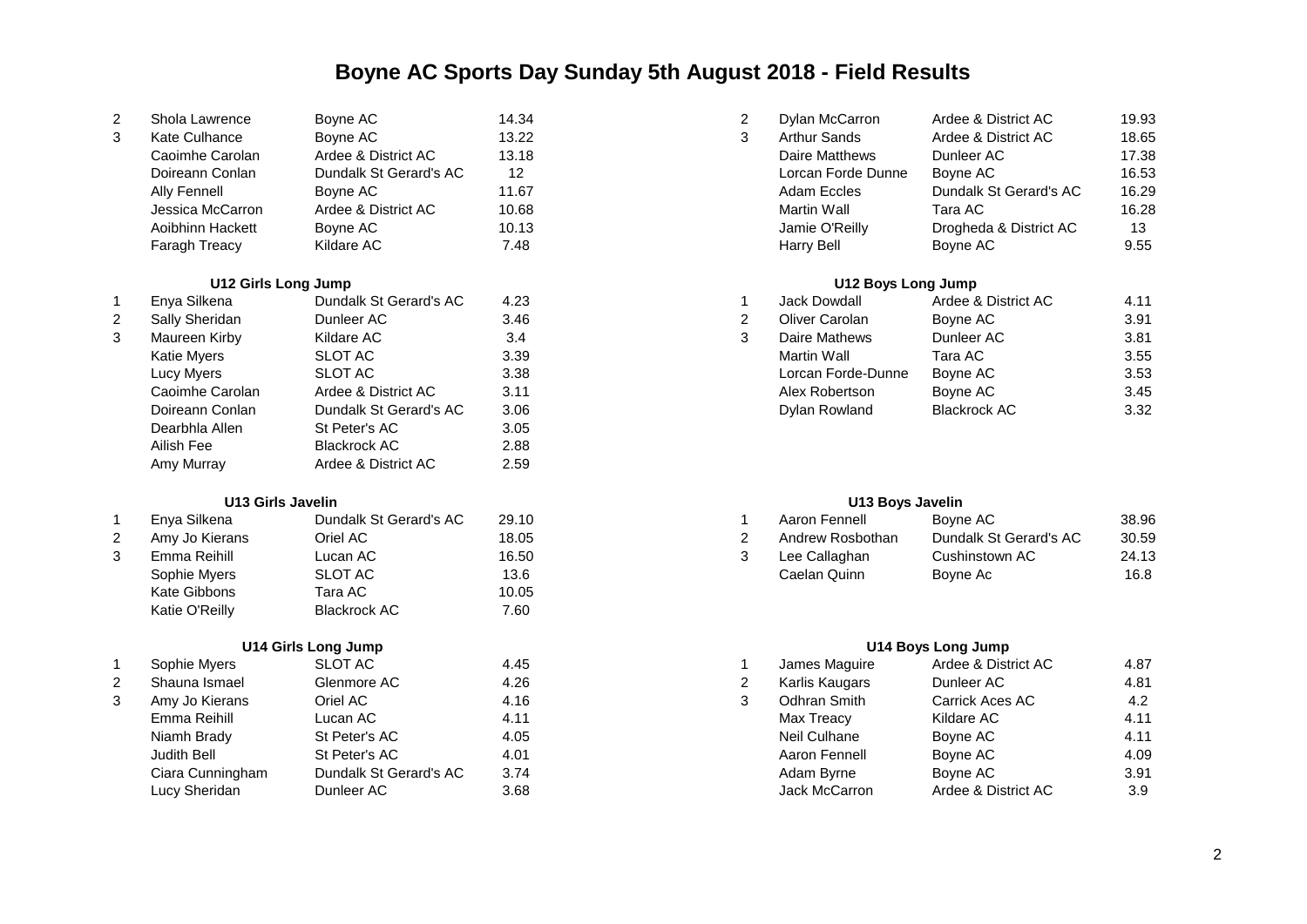# Boyne AC Sports Day Sunday 5th August 2018 - Field Results

| Pos | Name | Club | Result |
|---|---|---|---|
| 2 | Shola Lawrence | Boyne AC | 14.34 |
| 3 | Kate Culhance | Boyne AC | 13.22 |
| | Caoimhe Carolan | Ardee & District AC | 13.18 |
| | Doireann Conlan | Dundalk St Gerard's AC | 12 |
| | Ally Fennell | Boyne AC | 11.67 |
| | Jessica McCarron | Ardee & District AC | 10.68 |
| | Aoibhinn Hackett | Boyne AC | 10.13 |
| | Faragh Treacy | Kildare AC | 7.48 |

### U12 Girls Long Jump

| Pos | Name | Club | Result |
|---|---|---|---|
| 1 | Enya Silkena | Dundalk St Gerard's AC | 4.23 |
| 2 | Sally Sheridan | Dunleer AC | 3.46 |
| 3 | Maureen Kirby | Kildare AC | 3.4 |
| | Katie Myers | SLOT AC | 3.39 |
| | Lucy Myers | SLOT AC | 3.38 |
| | Caoimhe Carolan | Ardee & District AC | 3.11 |
| | Doireann Conlan | Dundalk St Gerard's AC | 3.06 |
| | Dearbhla Allen | St Peter's AC | 3.05 |
| | Ailish Fee | Blackrock AC | 2.88 |
| | Amy Murray | Ardee & District AC | 2.59 |

### U13 Girls Javelin

| Pos | Name | Club | Result |
|---|---|---|---|
| 1 | Enya Silkena | Dundalk St Gerard's AC | 29.10 |
| 2 | Amy Jo Kierans | Oriel AC | 18.05 |
| 3 | Emma Reihill | Lucan AC | 16.50 |
| | Sophie Myers | SLOT AC | 13.6 |
| | Kate Gibbons | Tara AC | 10.05 |
| | Katie O'Reilly | Blackrock AC | 7.60 |

### U14 Girls Long Jump

| Pos | Name | Club | Result |
|---|---|---|---|
| 1 | Sophie Myers | SLOT AC | 4.45 |
| 2 | Shauna Ismael | Glenmore AC | 4.26 |
| 3 | Amy Jo Kierans | Oriel AC | 4.16 |
| | Emma Reihill | Lucan AC | 4.11 |
| | Niamh Brady | St Peter's AC | 4.05 |
| | Judith Bell | St Peter's AC | 4.01 |
| | Ciara Cunningham | Dundalk St Gerard's AC | 3.74 |
| | Lucy Sheridan | Dunleer AC | 3.68 |

| Pos | Name | Club | Result |
|---|---|---|---|
| 2 | Dylan McCarron | Ardee & District AC | 19.93 |
| 3 | Arthur Sands | Ardee & District AC | 18.65 |
| | Daire Matthews | Dunleer AC | 17.38 |
| | Lorcan Forde Dunne | Boyne AC | 16.53 |
| | Adam Eccles | Dundalk St Gerard's AC | 16.29 |
| | Martin Wall | Tara AC | 16.28 |
| | Jamie O'Reilly | Drogheda & District AC | 13 |
| | Harry Bell | Boyne AC | 9.55 |

### U12 Boys Long Jump

| Pos | Name | Club | Result |
|---|---|---|---|
| 1 | Jack Dowdall | Ardee & District AC | 4.11 |
| 2 | Oliver Carolan | Boyne AC | 3.91 |
| 3 | Daire Mathews | Dunleer AC | 3.81 |
| | Martin Wall | Tara AC | 3.55 |
| | Lorcan Forde-Dunne | Boyne AC | 3.53 |
| | Alex Robertson | Boyne AC | 3.45 |
| | Dylan Rowland | Blackrock AC | 3.32 |

### U13 Boys Javelin

| Pos | Name | Club | Result |
|---|---|---|---|
| 1 | Aaron Fennell | Boyne AC | 38.96 |
| 2 | Andrew Rosbothan | Dundalk St Gerard's AC | 30.59 |
| 3 | Lee Callaghan | Cushinstown AC | 24.13 |
| | Caelan Quinn | Boyne Ac | 16.8 |

### U14 Boys Long Jump

| Pos | Name | Club | Result |
|---|---|---|---|
| 1 | James Maguire | Ardee & District AC | 4.87 |
| 2 | Karlis Kaugars | Dunleer AC | 4.81 |
| 3 | Odhran Smith | Carrick Aces AC | 4.2 |
| | Max Treacy | Kildare AC | 4.11 |
| | Neil Culhane | Boyne AC | 4.11 |
| | Aaron Fennell | Boyne AC | 4.09 |
| | Adam Byrne | Boyne AC | 3.91 |
| | Jack McCarron | Ardee & District AC | 3.9 |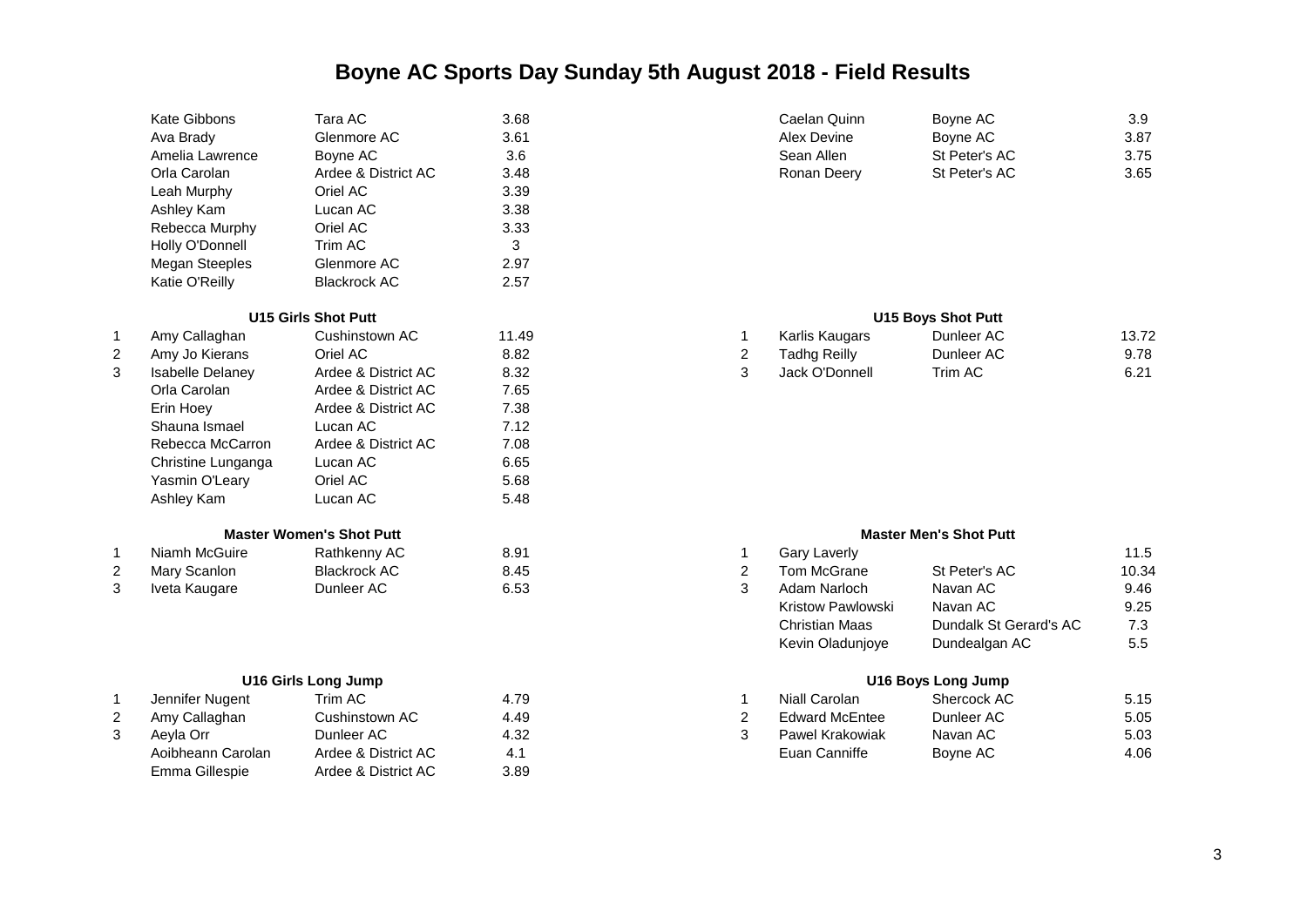# Boyne AC Sports Day Sunday 5th August 2018 - Field Results

| | Name | Club | Result |
|---|---|---|---|
| | Kate Gibbons | Tara AC | 3.68 |
| | Ava Brady | Glenmore AC | 3.61 |
| | Amelia Lawrence | Boyne AC | 3.6 |
| | Orla Carolan | Ardee & District AC | 3.48 |
| | Leah Murphy | Oriel AC | 3.39 |
| | Ashley Kam | Lucan AC | 3.38 |
| | Rebecca Murphy | Oriel AC | 3.33 |
| | Holly O'Donnell | Trim AC | 3 |
| | Megan Steeples | Glenmore AC | 2.97 |
| | Katie O'Reilly | Blackrock AC | 2.57 |

| | Name | Club | Result |
|---|---|---|---|
| | Caelan Quinn | Boyne AC | 3.9 |
| | Alex Devine | Boyne AC | 3.87 |
| | Sean Allen | St Peter's AC | 3.75 |
| | Ronan Deery | St Peter's AC | 3.65 |

### U15 Girls Shot Putt

| Pos | Name | Club | Result |
|---|---|---|---|
| 1 | Amy Callaghan | Cushinstown AC | 11.49 |
| 2 | Amy Jo Kierans | Oriel AC | 8.82 |
| 3 | Isabelle Delaney | Ardee & District AC | 8.32 |
| | Orla Carolan | Ardee & District AC | 7.65 |
| | Erin Hoey | Ardee & District AC | 7.38 |
| | Shauna Ismael | Lucan AC | 7.12 |
| | Rebecca McCarron | Ardee & District AC | 7.08 |
| | Christine Lunganga | Lucan AC | 6.65 |
| | Yasmin O'Leary | Oriel AC | 5.68 |
| | Ashley Kam | Lucan AC | 5.48 |

### U15 Boys Shot Putt

| Pos | Name | Club | Result |
|---|---|---|---|
| 1 | Karlis Kaugars | Dunleer AC | 13.72 |
| 2 | Tadhg Reilly | Dunleer AC | 9.78 |
| 3 | Jack O'Donnell | Trim AC | 6.21 |

### Master Women's Shot Putt

| Pos | Name | Club | Result |
|---|---|---|---|
| 1 | Niamh McGuire | Rathkenny AC | 8.91 |
| 2 | Mary Scanlon | Blackrock AC | 8.45 |
| 3 | Iveta Kaugare | Dunleer AC | 6.53 |

### Master Men's Shot Putt

| Pos | Name | Club | Result |
|---|---|---|---|
| 1 | Gary Laverly | | 11.5 |
| 2 | Tom McGrane | St Peter's AC | 10.34 |
| 3 | Adam Narloch | Navan AC | 9.46 |
| | Kristow Pawlowski | Navan AC | 9.25 |
| | Christian Maas | Dundalk St Gerard's AC | 7.3 |
| | Kevin Oladunjoye | Dundealgan AC | 5.5 |

### U16 Girls Long Jump

| Pos | Name | Club | Result |
|---|---|---|---|
| 1 | Jennifer Nugent | Trim AC | 4.79 |
| 2 | Amy Callaghan | Cushinstown AC | 4.49 |
| 3 | Aeyla Orr | Dunleer AC | 4.32 |
| | Aoibheann Carolan | Ardee & District AC | 4.1 |
| | Emma Gillespie | Ardee & District AC | 3.89 |

### U16 Boys Long Jump

| Pos | Name | Club | Result |
|---|---|---|---|
| 1 | Niall Carolan | Shercock AC | 5.15 |
| 2 | Edward McEntee | Dunleer AC | 5.05 |
| 3 | Pawel Krakowiak | Navan AC | 5.03 |
| | Euan Canniffe | Boyne AC | 4.06 |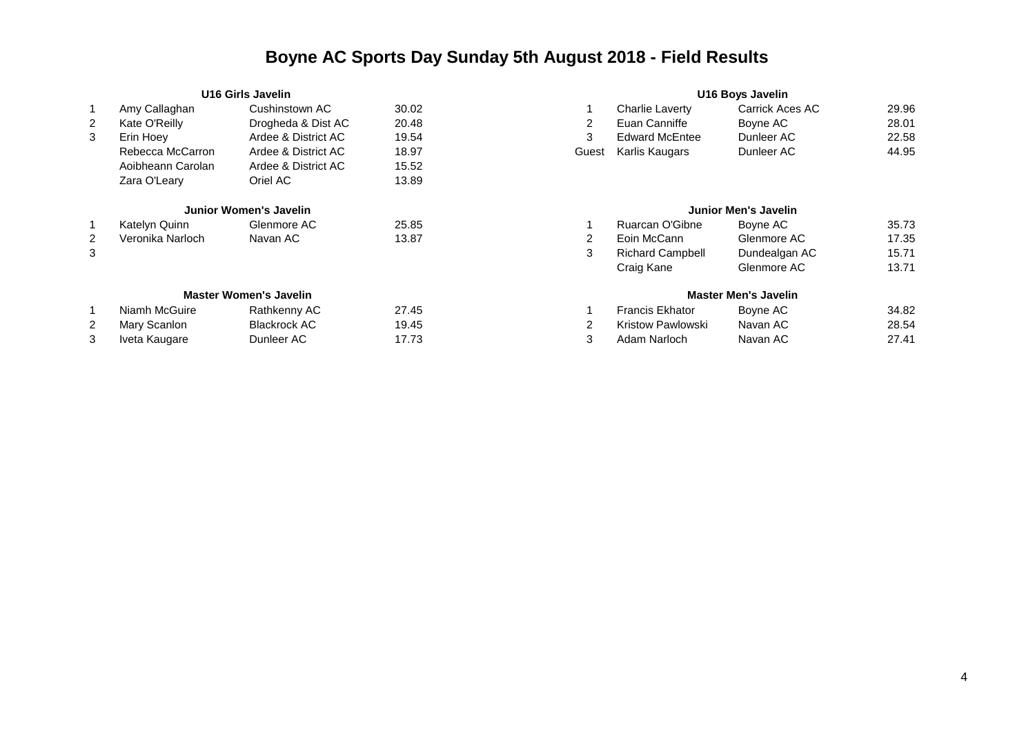# Boyne AC Sports Day Sunday 5th August 2018 - Field Results

### U16 Girls Javelin

| | | | |
|---|---|---|---|
| 1 | Amy Callaghan | Cushinstown AC | 30.02 |
| 2 | Kate O'Reilly | Drogheda & Dist AC | 20.48 |
| 3 | Erin Hoey | Ardee & District AC | 19.54 |
| | Rebecca McCarron | Ardee & District AC | 18.97 |
| | Aoibheann Carolan | Ardee & District AC | 15.52 |
| | Zara O'Leary | Oriel AC | 13.89 |

### U16 Boys Javelin

| | | | |
|---|---|---|---|
| 1 | Charlie Laverty | Carrick Aces AC | 29.96 |
| 2 | Euan Canniffe | Boyne AC | 28.01 |
| 3 | Edward McEntee | Dunleer AC | 22.58 |
| Guest | Karlis Kaugars | Dunleer AC | 44.95 |

### Junior Women's Javelin

| | | | |
|---|---|---|---|
| 1 | Katelyn Quinn | Glenmore AC | 25.85 |
| 2 | Veronika Narloch | Navan AC | 13.87 |
| 3 | | | |

### Junior Men's Javelin

| | | | |
|---|---|---|---|
| 1 | Ruarcan O'Gibne | Boyne AC | 35.73 |
| 2 | Eoin McCann | Glenmore AC | 17.35 |
| 3 | Richard Campbell | Dundealgan AC | 15.71 |
| | Craig Kane | Glenmore AC | 13.71 |

### Master Women's Javelin

| | | | |
|---|---|---|---|
| 1 | Niamh McGuire | Rathkenny AC | 27.45 |
| 2 | Mary Scanlon | Blackrock AC | 19.45 |
| 3 | Iveta Kaugare | Dunleer AC | 17.73 |

### Master Men's Javelin

| | | | |
|---|---|---|---|
| 1 | Francis Ekhator | Boyne AC | 34.82 |
| 2 | Kristow Pawlowski | Navan AC | 28.54 |
| 3 | Adam Narloch | Navan AC | 27.41 |